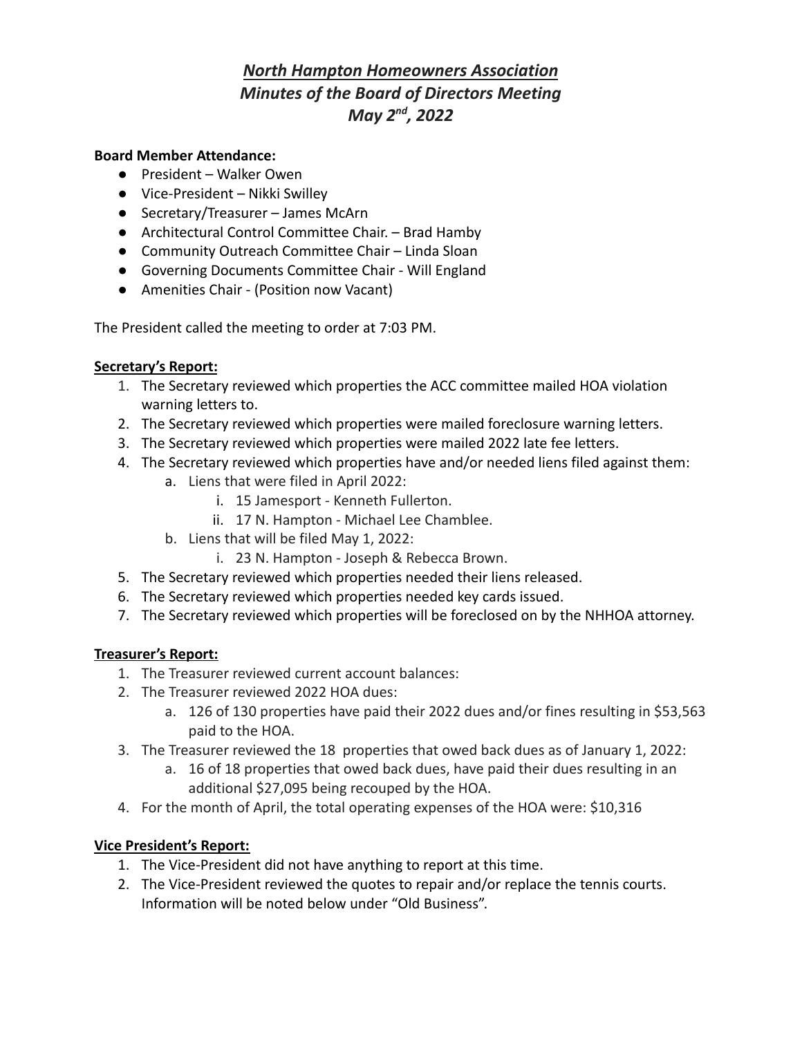# ***North Hampton Homeowners Association***
# ***Minutes of the Board of Directors Meeting***
# ***May 2nd, 2022***

**Board Member Attendance:**

- President – Walker Owen
- Vice-President – Nikki Swilley
- Secretary/Treasurer – James McArn
- Architectural Control Committee Chair. – Brad Hamby
- Community Outreach Committee Chair – Linda Sloan
- Governing Documents Committee Chair - Will England
- Amenities Chair - (Position now Vacant)

The President called the meeting to order at 7:03 PM.

**Secretary's Report:**

1. The Secretary reviewed which properties the ACC committee mailed HOA violation warning letters to.
2. The Secretary reviewed which properties were mailed foreclosure warning letters.
3. The Secretary reviewed which properties were mailed 2022 late fee letters.
4. The Secretary reviewed which properties have and/or needed liens filed against them:
    a. Liens that were filed in April 2022:
        i. 15 Jamesport - Kenneth Fullerton.
        ii. 17 N. Hampton - Michael Lee Chamblee.
    b. Liens that will be filed May 1, 2022:
        i. 23 N. Hampton - Joseph & Rebecca Brown.
5. The Secretary reviewed which properties needed their liens released.
6. The Secretary reviewed which properties needed key cards issued.
7. The Secretary reviewed which properties will be foreclosed on by the NHHOA attorney.

**Treasurer's Report:**

1. The Treasurer reviewed current account balances:
2. The Treasurer reviewed 2022 HOA dues:
    a. 126 of 130 properties have paid their 2022 dues and/or fines resulting in $53,563 paid to the HOA.
3. The Treasurer reviewed the 18 properties that owed back dues as of January 1, 2022:
    a. 16 of 18 properties that owed back dues, have paid their dues resulting in an additional $27,095 being recouped by the HOA.
4. For the month of April, the total operating expenses of the HOA were: $10,316

**Vice President's Report:**

1. The Vice-President did not have anything to report at this time.
2. The Vice-President reviewed the quotes to repair and/or replace the tennis courts. Information will be noted below under "Old Business".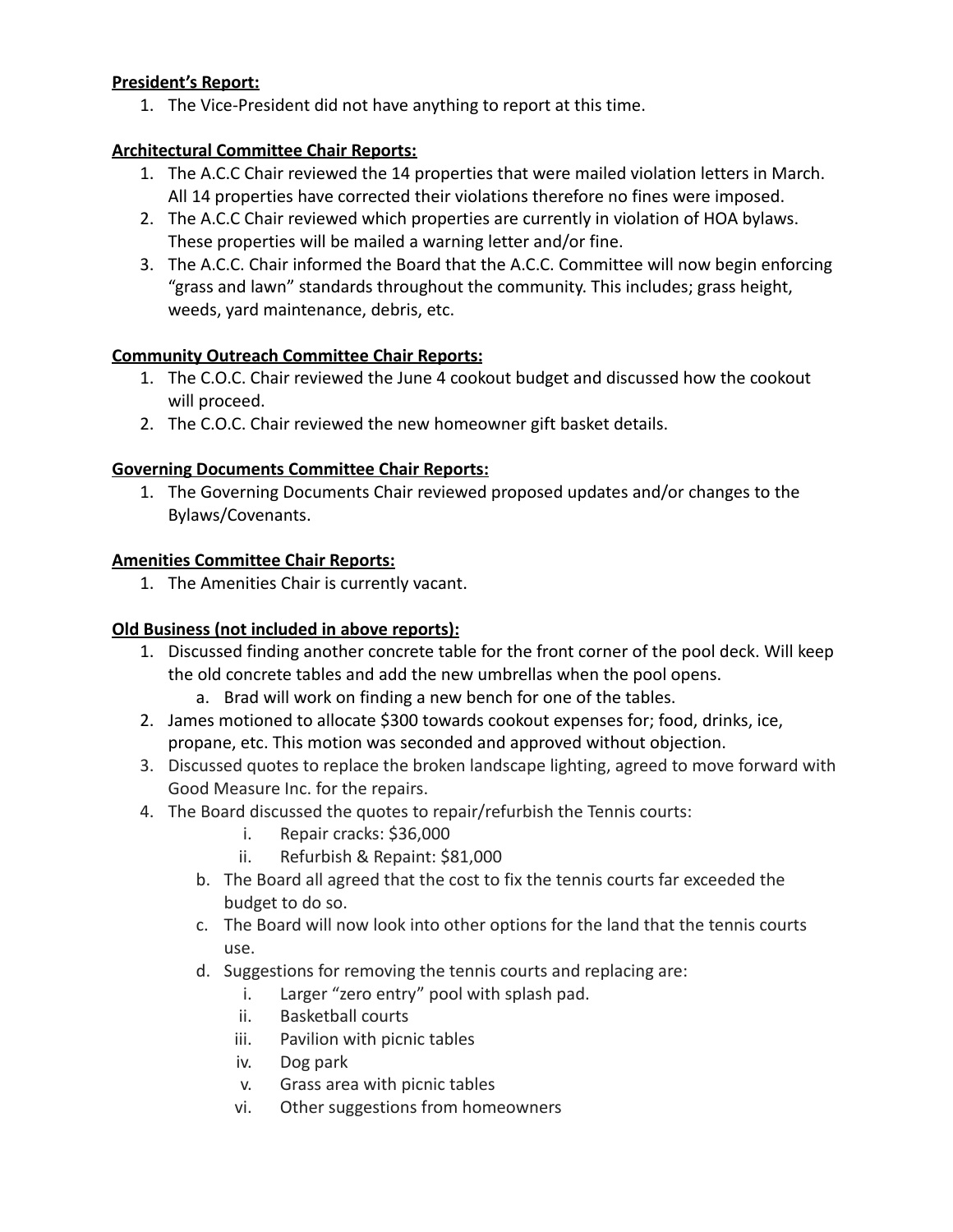**President's Report:**

1. The Vice-President did not have anything to report at this time.

**Architectural Committee Chair Reports:**

1. The A.C.C Chair reviewed the 14 properties that were mailed violation letters in March. All 14 properties have corrected their violations therefore no fines were imposed.
2. The A.C.C Chair reviewed which properties are currently in violation of HOA bylaws. These properties will be mailed a warning letter and/or fine.
3. The A.C.C. Chair informed the Board that the A.C.C. Committee will now begin enforcing "grass and lawn" standards throughout the community. This includes; grass height, weeds, yard maintenance, debris, etc.

**Community Outreach Committee Chair Reports:**

1. The C.O.C. Chair reviewed the June 4 cookout budget and discussed how the cookout will proceed.
2. The C.O.C. Chair reviewed the new homeowner gift basket details.

**Governing Documents Committee Chair Reports:**

1. The Governing Documents Chair reviewed proposed updates and/or changes to the Bylaws/Covenants.

**Amenities Committee Chair Reports:**

1. The Amenities Chair is currently vacant.

**Old Business (not included in above reports):**

1. Discussed finding another concrete table for the front corner of the pool deck. Will keep the old concrete tables and add the new umbrellas when the pool opens.
   a. Brad will work on finding a new bench for one of the tables.
2. James motioned to allocate $300 towards cookout expenses for; food, drinks, ice, propane, etc. This motion was seconded and approved without objection.
3. Discussed quotes to replace the broken landscape lighting, agreed to move forward with Good Measure Inc. for the repairs.
4. The Board discussed the quotes to repair/refurbish the Tennis courts:
   i. Repair cracks: $36,000
   ii. Refurbish & Repaint: $81,000
   b. The Board all agreed that the cost to fix the tennis courts far exceeded the budget to do so.
   c. The Board will now look into other options for the land that the tennis courts use.
   d. Suggestions for removing the tennis courts and replacing are:
      i. Larger "zero entry" pool with splash pad.
      ii. Basketball courts
      iii. Pavilion with picnic tables
      iv. Dog park
      v. Grass area with picnic tables
      vi. Other suggestions from homeowners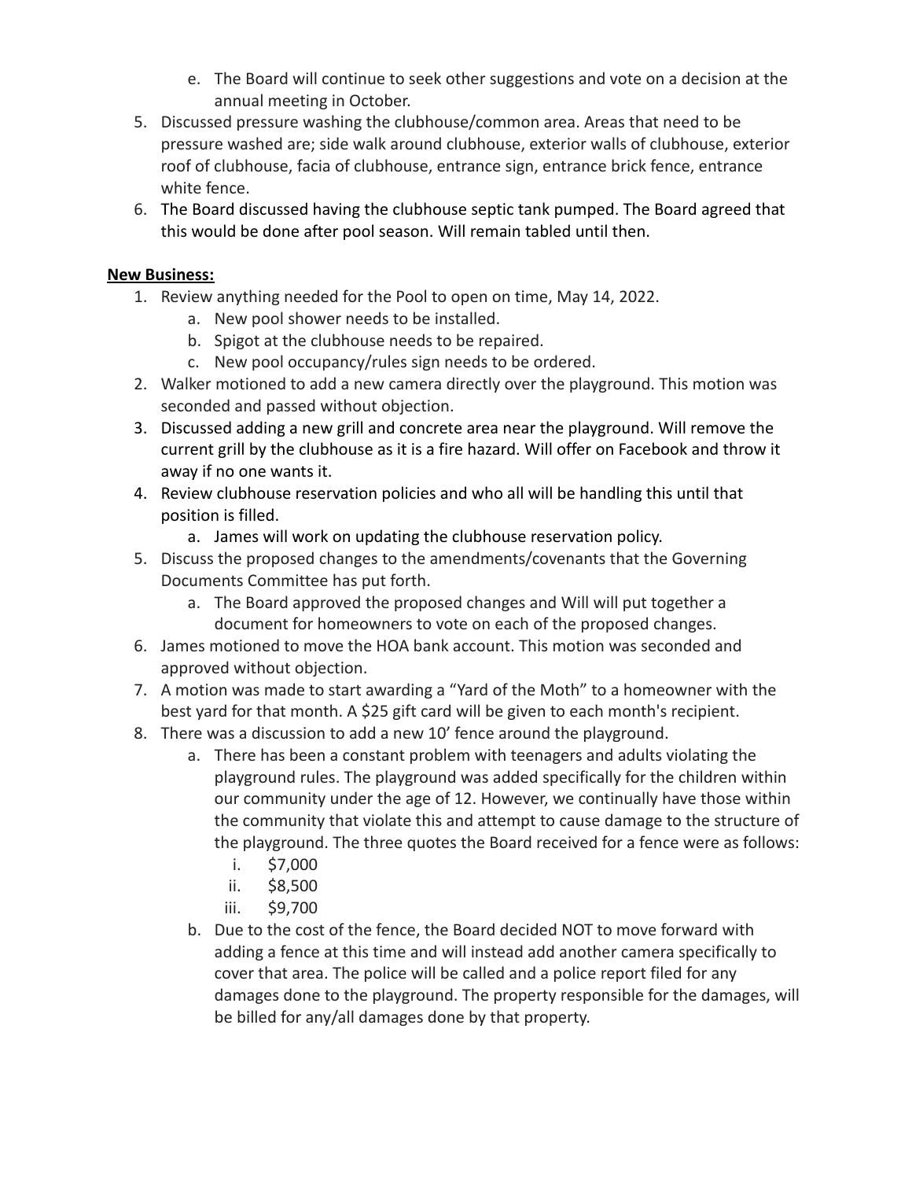e. The Board will continue to seek other suggestions and vote on a decision at the annual meeting in October.

5. Discussed pressure washing the clubhouse/common area. Areas that need to be pressure washed are; side walk around clubhouse, exterior walls of clubhouse, exterior roof of clubhouse, facia of clubhouse, entrance sign, entrance brick fence, entrance white fence.
6. The Board discussed having the clubhouse septic tank pumped. The Board agreed that this would be done after pool season. Will remain tabled until then.

**New Business:**

1. Review anything needed for the Pool to open on time, May 14, 2022.
   a. New pool shower needs to be installed.
   b. Spigot at the clubhouse needs to be repaired.
   c. New pool occupancy/rules sign needs to be ordered.
2. Walker motioned to add a new camera directly over the playground. This motion was seconded and passed without objection.
3. Discussed adding a new grill and concrete area near the playground. Will remove the current grill by the clubhouse as it is a fire hazard. Will offer on Facebook and throw it away if no one wants it.
4. Review clubhouse reservation policies and who all will be handling this until that position is filled.
   a. James will work on updating the clubhouse reservation policy.
5. Discuss the proposed changes to the amendments/covenants that the Governing Documents Committee has put forth.
   a. The Board approved the proposed changes and Will will put together a document for homeowners to vote on each of the proposed changes.
6. James motioned to move the HOA bank account. This motion was seconded and approved without objection.
7. A motion was made to start awarding a "Yard of the Moth" to a homeowner with the best yard for that month. A $25 gift card will be given to each month's recipient.
8. There was a discussion to add a new 10' fence around the playground.
   a. There has been a constant problem with teenagers and adults violating the playground rules. The playground was added specifically for the children within our community under the age of 12. However, we continually have those within the community that violate this and attempt to cause damage to the structure of the playground. The three quotes the Board received for a fence were as follows:
      i. $7,000
      ii. $8,500
      iii. $9,700
   b. Due to the cost of the fence, the Board decided NOT to move forward with adding a fence at this time and will instead add another camera specifically to cover that area. The police will be called and a police report filed for any damages done to the playground. The property responsible for the damages, will be billed for any/all damages done by that property.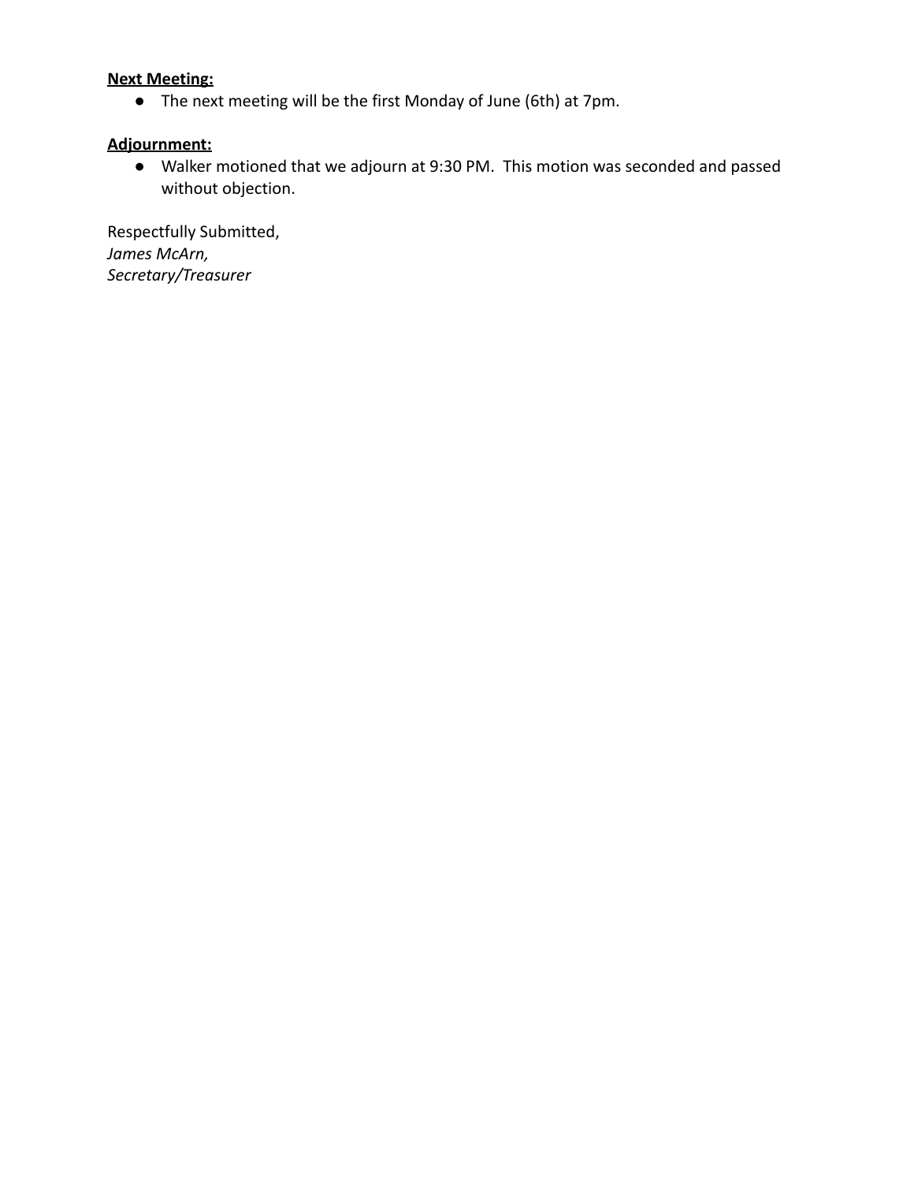**Next Meeting:**

- The next meeting will be the first Monday of June (6th) at 7pm.

**Adjournment:**

- Walker motioned that we adjourn at 9:30 PM. This motion was seconded and passed without objection.

Respectfully Submitted,
*James McArn,*
*Secretary/Treasurer*